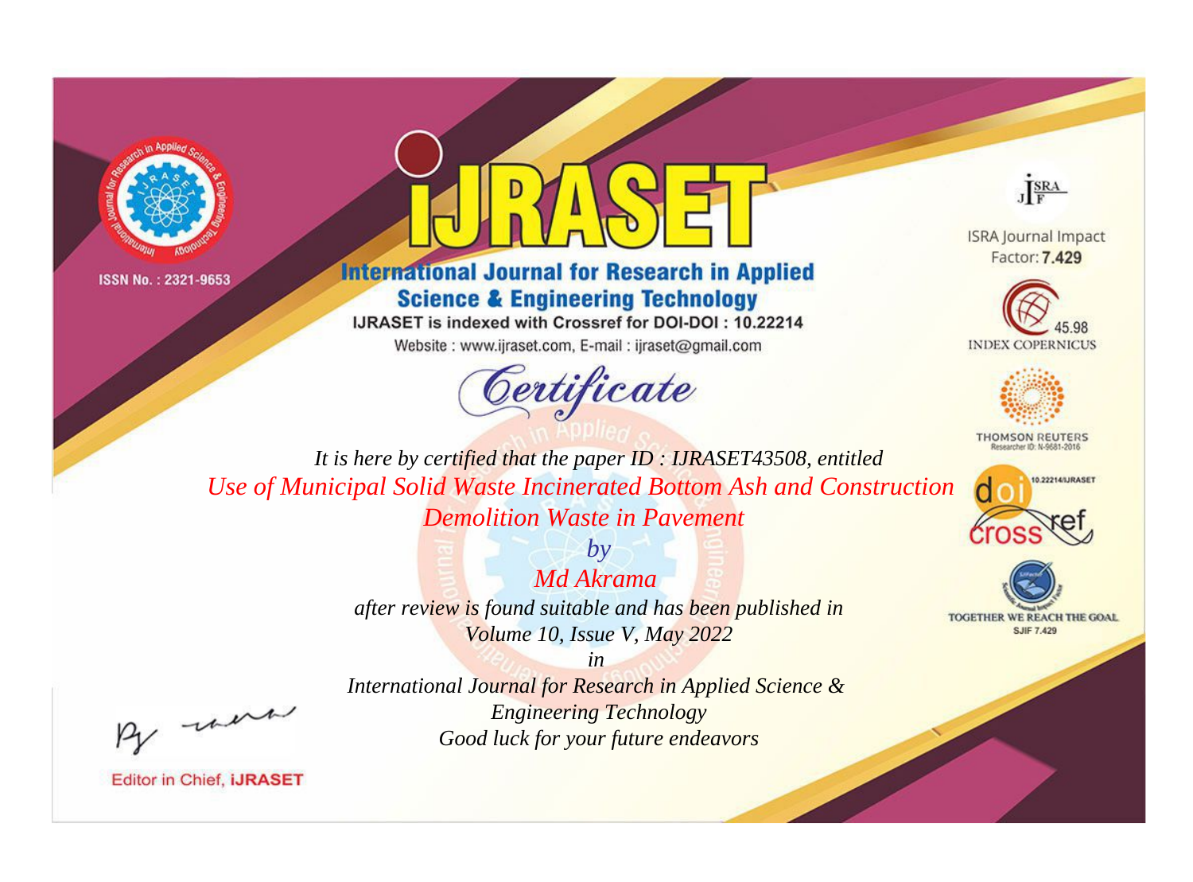ISSN No. : 2321-9653

# iJRASET

## International Journal for Research in Applied Science & Engineering Technology

IJRASET is indexed with Crossref for DOI-DOI : 10.22214

Website : www.ijraset.com, E-mail : ijraset@gmail.com

ISRA Journal Impact Factor: **7.429**

45.98 INDEX COPERNICUS

THOMSON REUTERS Researcher ID: N-9681-2016

10.22214/IJRASET

TOGETHER WE REACH THE GOAL SJIF 7.429

# *Certificate*

*It is here by certified that the paper ID : IJRASET43508, entitled*

*Use of Municipal Solid Waste Incinerated Bottom Ash and Construction Demolition Waste in Pavement*

*by*

*Md Akrama*

*after review is found suitable and has been published in Volume 10, Issue V, May 2022*

*in*

*International Journal for Research in Applied Science & Engineering Technology*

*Good luck for your future endeavors*

Editor in Chief, **iJRASET**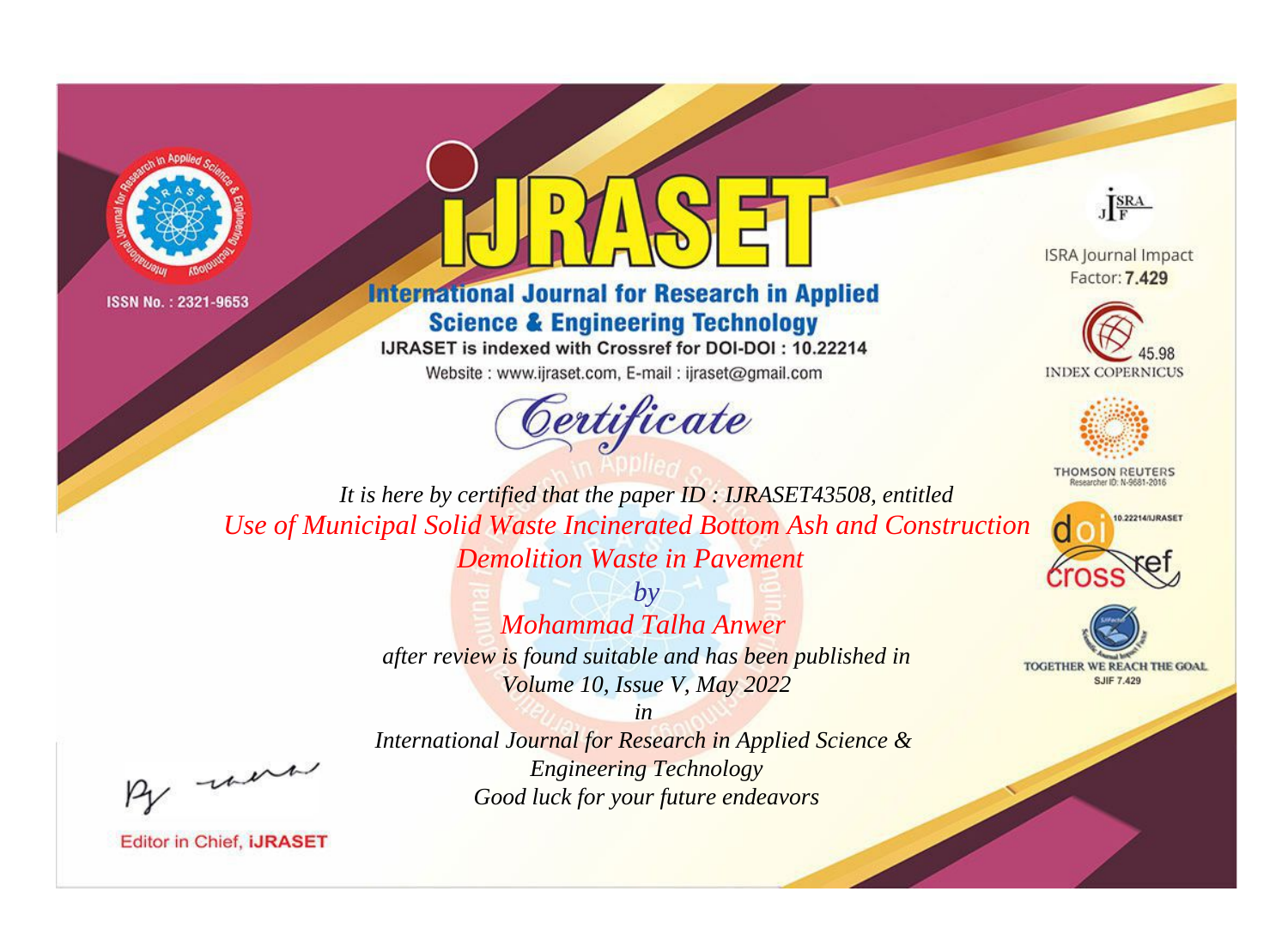ISSN No. : 2321-9653

# International Journal for Research in Applied Science & Engineering Technology

IJRASET is indexed with Crossref for DOI-DOI : 10.22214

Website : www.ijraset.com, E-mail : ijraset@gmail.com

ISRA Journal Impact Factor: **7.429**

45.98 INDEX COPERNICUS

THOMSON REUTERS Researcher ID: N-9681-2016

10.22214/IJRASET

TOGETHER WE REACH THE GOAL SJIF 7.429

## Certificate

*It is here by certified that the paper ID : IJRASET43508, entitled*

*Use of Municipal Solid Waste Incinerated Bottom Ash and Construction Demolition Waste in Pavement*

*by*

*Mohammad Talha Anwer*

*after review is found suitable and has been published in*

*Volume 10, Issue V, May 2022*

*in*

*International Journal for Research in Applied Science & Engineering Technology*

*Good luck for your future endeavors*

Editor in Chief, **iJRASET**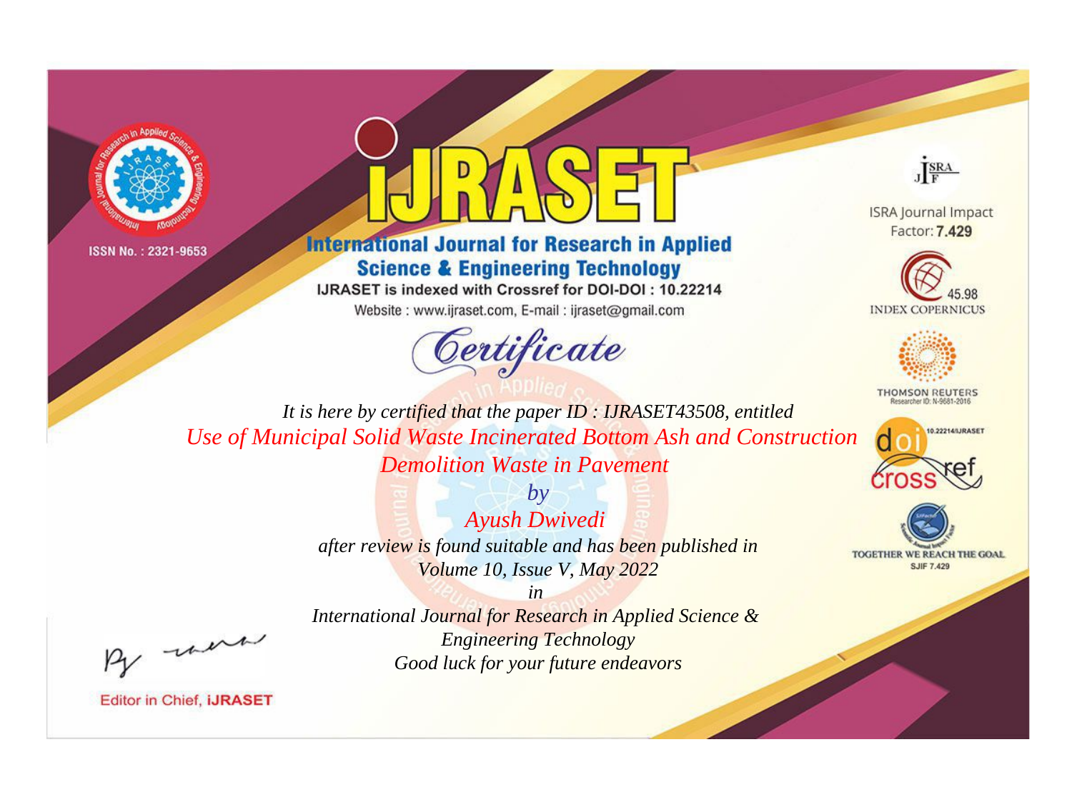ISSN No. : 2321-9653

# iJRASET

## International Journal for Research in Applied Science & Engineering Technology

IJRASET is indexed with Crossref for DOI-DOI : 10.22214

Website : www.ijraset.com, E-mail : ijraset@gmail.com

ISRA Journal Impact Factor: **7.429**

45.98 INDEX COPERNICUS

THOMSON REUTERS Researcher ID: N-9681-2016

10.22214/IJRASET

TOGETHER WE REACH THE GOAL SJIF 7.429

# *Certificate*

*It is here by certified that the paper ID : IJRASET43508, entitled*

*Use of Municipal Solid Waste Incinerated Bottom Ash and Construction Demolition Waste in Pavement*

*by*

*Ayush Dwivedi*

*after review is found suitable and has been published in*

*Volume 10, Issue V, May 2022*

*in*

*International Journal for Research in Applied Science & Engineering Technology*

*Good luck for your future endeavors*

Editor in Chief, **iJRASET**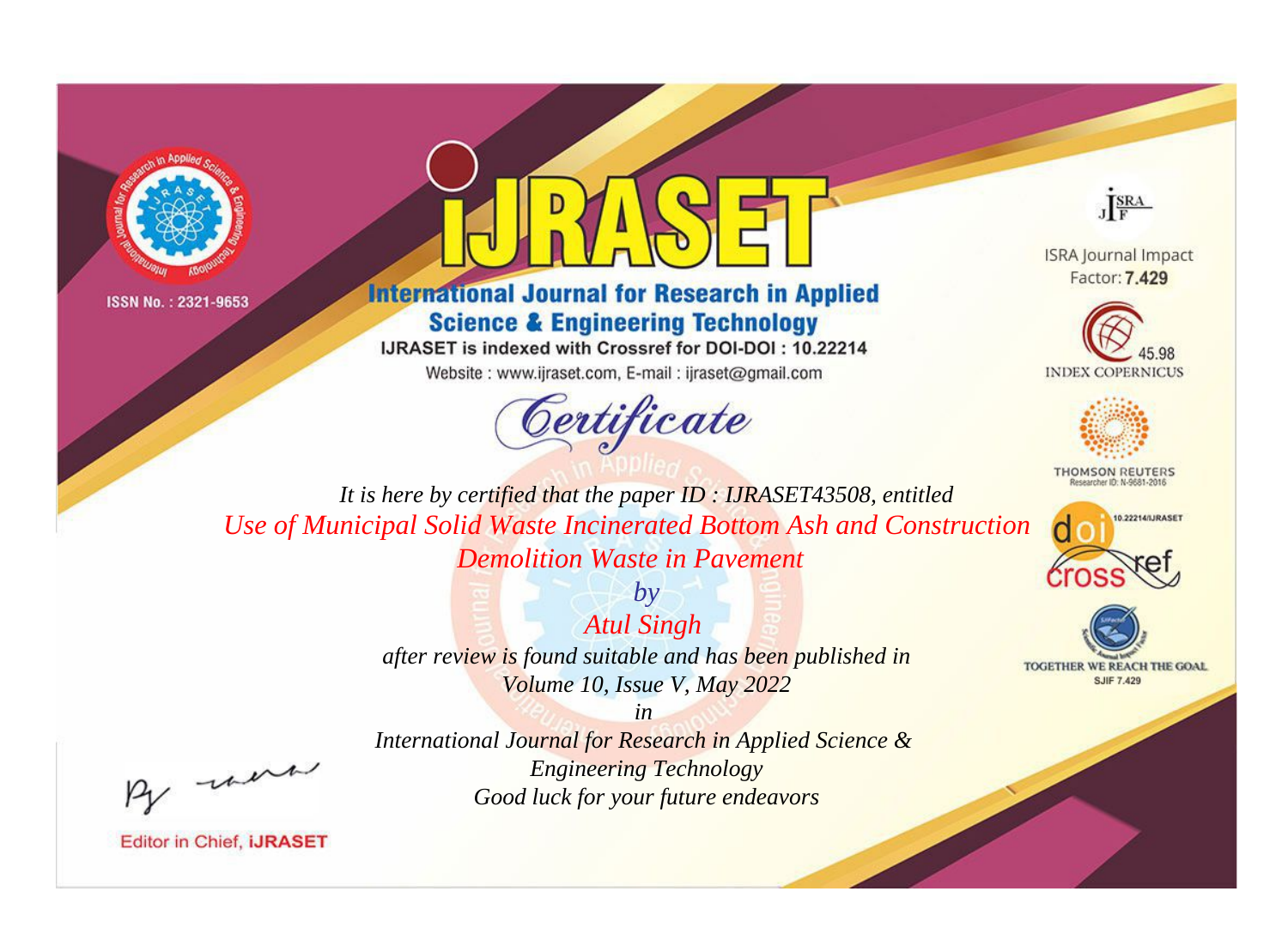ISSN No. : 2321-9653

# International Journal for Research in Applied Science & Engineering Technology

IJRASET is indexed with Crossref for DOI-DOI : 10.22214

Website : www.ijraset.com, E-mail : ijraset@gmail.com

## Certificate

*It is here by certified that the paper ID : IJRASET43508, entitled*

*Use of Municipal Solid Waste Incinerated Bottom Ash and Construction Demolition Waste in Pavement*

*by*

*Atul Singh*

*after review is found suitable and has been published in*

*Volume 10, Issue V, May 2022*

*in*

*International Journal for Research in Applied Science & Engineering Technology*

*Good luck for your future endeavors*

ISRA Journal Impact Factor: **7.429**

45.98 INDEX COPERNICUS

THOMSON REUTERS Researcher ID: N-9681-2016

10.22214/IJRASET

TOGETHER WE REACH THE GOAL SJIF 7.429

Editor in Chief, iJRASET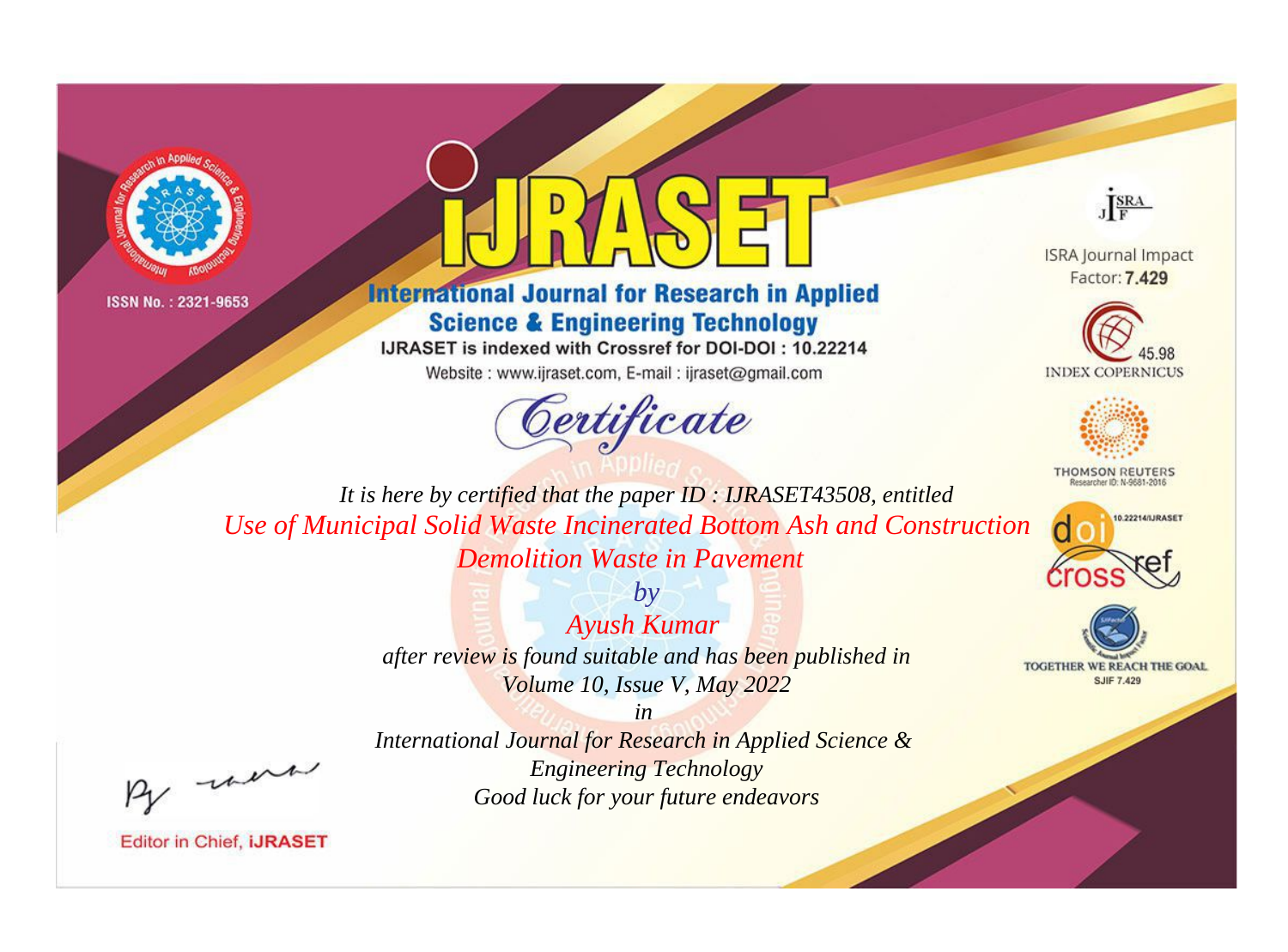ISSN No. : 2321-9653

# IJRASET

## International Journal for Research in Applied Science & Engineering Technology

IJRASET is indexed with Crossref for DOI-DOI : 10.22214

Website : www.ijraset.com, E-mail : ijraset@gmail.com

*Certificate*

*It is here by certified that the paper ID : IJRASET43508, entitled*

*Use of Municipal Solid Waste Incinerated Bottom Ash and Construction Demolition Waste in Pavement*

*by*

*Ayush Kumar*

*after review is found suitable and has been published in*

*Volume 10, Issue V, May 2022*

*in*

*International Journal for Research in Applied Science & Engineering Technology*

*Good luck for your future endeavors*

ISRA Journal Impact Factor: **7.429**

45.98 INDEX COPERNICUS

THOMSON REUTERS Researcher ID: N-9681-2016

10.22214/IJRASET

TOGETHER WE REACH THE GOAL SJIF 7.429

Editor in Chief, **iJRASET**